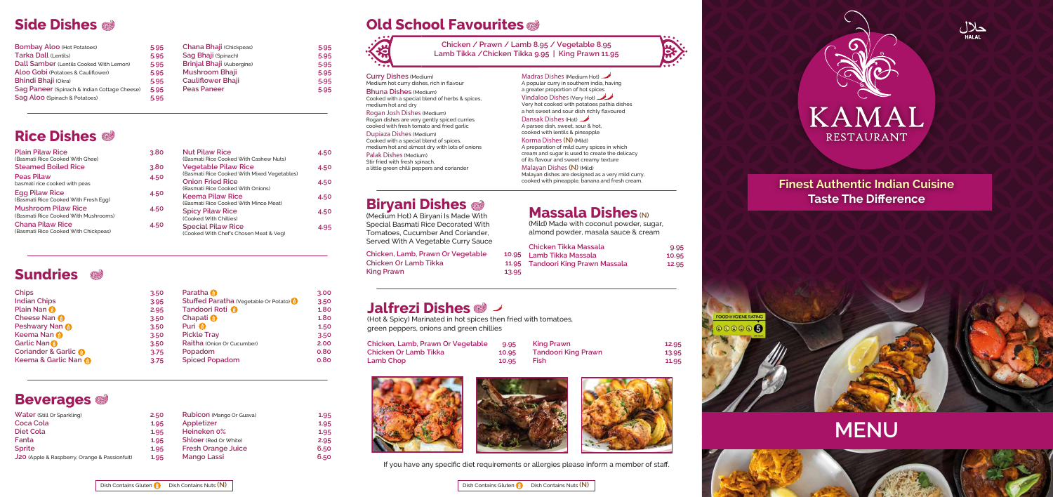## Side Dishes

| Dish | Price | Dish | Price |
|---|---|---|---|
| Bombay Aloo (Hot Potatoes) | 5.95 | Chana Bhaji (Chickpeas) | 5.95 |
| Tarka Dall (Lentils) | 5.95 | Sag Bhaji (Spinach) | 5.95 |
| Dall Samber (Lentils Cooked With Lemon) | 5.95 | Brinjal Bhaji (Aubergine) | 5.95 |
| Aloo Gobi (Potatoes & Cauliflower) | 5.95 | Mushroom Bhaji | 5.95 |
| Bhindi Bhaji (Okra) | 5.95 | Cauliflower Bhaji | 5.95 |
| Sag Paneer (Spinach & Indian Cottage Cheese) | 5.95 | Peas Paneer | 5.95 |
| Sag Aloo (Spinach & Potatoes) | 5.95 | | |

## Rice Dishes

| Dish | Price | Dish | Price |
|---|---|---|---|
| Plain Pilaw Rice (Basmati Rice Cooked With Ghee) | 3.80 | Nut Pilaw Rice (Basmati Rice Cooked With Cashew Nuts) | 4.50 |
| Steamed Boiled Rice | 3.80 | Vegetable Pilaw Rice (Basmati Rice Cooked With Mixed Vegetables) | 4.50 |
| Peas Pilaw (basmati rice cooked with peas) | 4.50 | Onion Fried Rice (Basmati Rice Cooked With Onions) | 4.50 |
| Egg Pilaw Rice (Basmati Rice Cooked With Fresh Egg) | 4.50 | Keema Pilaw Rice (Basmati Rice Cooked With Mince Meat) | 4.50 |
| Mushroom Pilaw Rice (Basmati Rice Cooked With Mushrooms) | 4.50 | Spicy Pilaw Rice (Cooked With Chillies) | 4.50 |
| Chana Pilaw Rice (Basmati Rice Cooked With Chickpeas) | 4.50 | Special Pilaw Rice (Cooked With Chef's Chosen Meat & Veg) | 4.95 |

## Sundries

| Item | Price | Item | Price |
|---|---|---|---|
| Chips | 3.50 | Paratha (G) | 3.00 |
| Indian Chips | 3.95 | Stuffed Paratha (Vegetable Or Potato) (G) | 3.50 |
| Plain Nan (G) | 2.95 | Tandoori Roti (G) | 1.80 |
| Cheese Nan (G) | 3.50 | Chapati (G) | 1.80 |
| Peshwary Nan (G) | 3.50 | Puri (G) | 1.50 |
| Keema Nan (G) | 3.50 | Pickle Tray | 3.50 |
| Garlic Nan (G) | 3.50 | Raitha (Onion Or Cucumber) | 2.00 |
| Coriander & Garlic (G) | 3.75 | Popadom | 0.80 |
| Keema & Garlic Nan (G) | 3.75 | Spiced Popadom | 0.80 |

## Beverages

| Item | Price | Item | Price |
|---|---|---|---|
| Water (Still Or Sparkling) | 2.50 | Rubicon (Mango Or Guava) | 1.95 |
| Coca Cola | 1.95 | Appletizer | 1.95 |
| Diet Cola | 1.95 | Heineken 0% | 1.95 |
| Fanta | 1.95 | Shloer (Red Or White) | 2.95 |
| Sprite | 1.95 | Fresh Orange Juice | 6.50 |
| J2O (Apple & Raspberry, Orange & Passionfuit) | 1.95 | Mango Lassi | 6.50 |

Dish Contains Gluten (G) Dish Contains Nuts (N)

## Old School Favourites

Chicken / Prawn / Lamb 8.95 / Vegetable 8.95
Lamb Tikka / Chicken Tikka 9.95 | King Prawn 11.95

**Curry Dishes** (Medium)
Medium hot curry dishes, rich in flavour

**Bhuna Dishes** (Medium)
Cooked with a special blend of herbs & spices, medium hot and dry

**Rogan Josh Dishes** (Medium)
Rogan dishes are very gently spiced curries cooked with fresh tomato and fried garlic

**Dupiaza Dishes** (Medium)
Cooked with a special blend of spices, medium hot and almost dry with lots of onions

**Palak Dishes** (Medium)
Stir fried with fresh spinach, a little green chilli peppers and coriander

**Madras Dishes** (Medium Hot)
A popular curry in southern india, having a greater proportion of hot spices

**Vindaloo Dishes** (Very Hot)
Very hot cooked with potatoes pathia dishes a hot sweet and sour dish richly flavoured

**Dansak Dishes** (Hot)
A parsee dish, sweet, sour & hot, cooked with lentils & pineapple

**Korma Dishes (N)** (Mild)
A preparation of mild curry spices in which cream and sugar is used to create the delicacy of its flavour and sweet creamy texture

**Malayan Dishes (N)** (Mild)
Malayan dishes are designed as a very mild curry, cooked with pineapple, banana and fresh cream.

## Biryani Dishes

(Medium Hot) A Biryani Is Made With Special Basmati Rice Decorated With Tomatoes, Cucumber And Coriander, Served With A Vegetable Curry Sauce

| Dish | Price |
|---|---|
| Chicken, Lamb, Prawn Or Vegetable | 10.95 |
| Chicken Or Lamb Tikka | 11.95 |
| King Prawn | 13.95 |

## Massala Dishes (N)

(Mild) Made with coconut powder, sugar, almond powder, masala sauce & cream

| Dish | Price |
|---|---|
| Chicken Tikka Massala | 9.95 |
| Lamb Tikka Massala | 10.95 |
| Tandoori King Prawn Massala | 12.95 |

## Jalfrezi Dishes

(Hot & Spicy) Marinated in hot spices then fried with tomatoes, green peppers, onions and green chillies

| Dish | Price | Dish | Price |
|---|---|---|---|
| Chicken, Lamb, Prawn Or Vegetable | 9.95 | King Prawn | 12.95 |
| Chicken Or Lamb Tikka | 10.95 | Tandoori King Prawn | 13.95 |
| Lamb Chop | 10.95 | Fish | 11.95 |

If you have any specific diet requirements or allergies please inform a member of staff.

Dish Contains Gluten (G) Dish Contains Nuts (N)

حلال
HALAL

# KAMAL
RESTAURANT

**Finest Authentic Indian Cuisine**
**Taste The Difference**

FOOD HYGIENE RATING 5

# MENU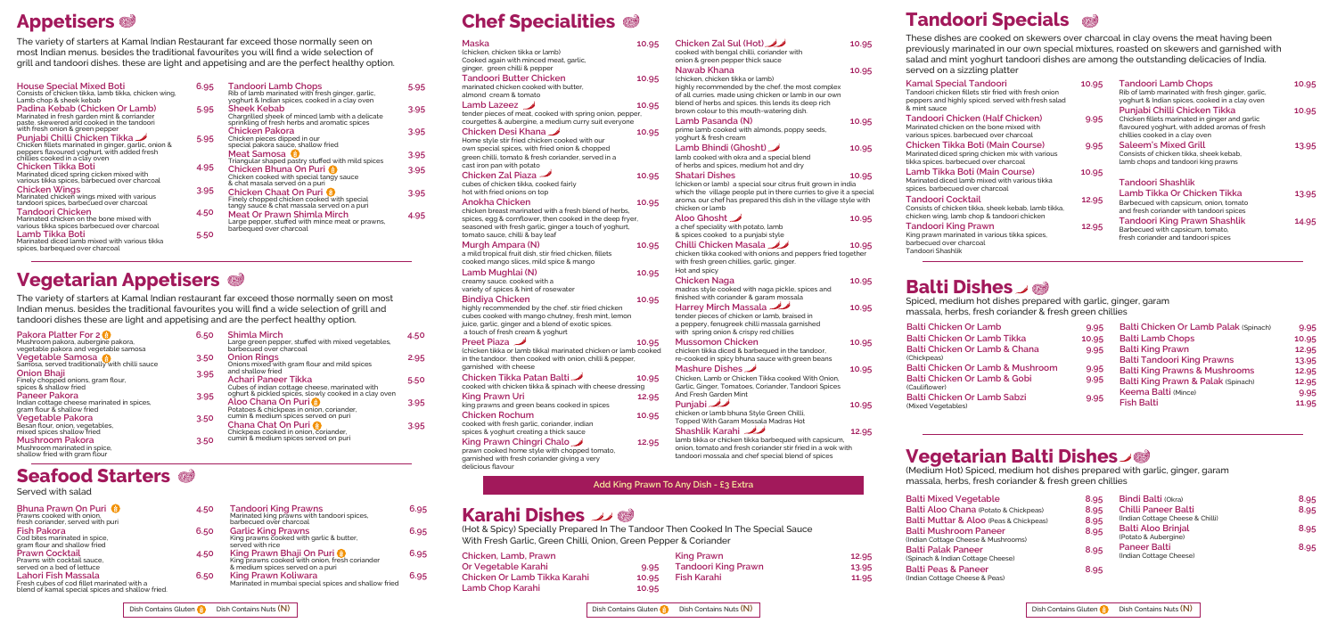# Appetisers

The variety of starters at Kamal Indian Restaurant far exceed those normally seen on most Indian menus. besides the traditional favourites you will find a wide selection of grill and tandoori dishes. these are light and appetising and are the perfect healthy option.

**House Special Mixed Boti** — 6.95
Consists of chicken tikka, lamb tikka, chicken wing, Lamb chop & sheek kebab

**Padina Kebab (Chicken Or Lamb)** — 5.95
Marinated in fresh garden mint & corriander paste, skewered and cooked in the tandoori with fresh onion & green pepper

**Punjabi Chilli Chicken Tikka** — 5.95
Chicken fillets marinated in ginger, garlic, onion & peppers flavoured yoghurt, with added fresh chillies cooked in a clay oven

**Chicken Tikka Boti** — 4.95
Marinated diced spring chicken mixed with various tikka spices, barbecued over charcoal

**Chicken Wings** — 3.95
Marinated chicken wings mixed with various tandoori spices, barbecued over charcoal

**Tandoori Chicken** — 4.50
Marinated chicken on the bone mixed with various tikka spices barbecued over charcoal

**Lamb Tikka Boti** — 5.50
Marinated diced lamb mixed with various tikka spices, barbequed over charcoal

**Tandoori Lamb Chops** — 5.95
Rib of lamb marinated with fresh ginger, garlic, yoghurt & Indian spices, cooked in a clay oven

**Sheek Kebab** — 3.95
Chargrilled sheek of minced lamb with a delicate blend of fresh herbs and aromatic spices

**Chicken Pakora** — 3.95
Chicken pieces dipped in our special pakora sauce, shallow fried

**Meat Samosa** (G) — 3.95
Triangular shaped pastry stuffed with mild spices

**Chicken Bhuna On Puri** (G) — 3.95
Chicken cooked with special tangy sauce & chat masala served on a puri

**Chicken Chaat On Puri** (G) — 3.95
Finely chopped chicken cooked with special tangy sauce & chat massala served on a puri

**Meat Or Prawn Shimla Mirch** — 4.95
Large pepper, stuffed with mince meat or prawns, barbequed over charcoal

# Vegetarian Appetisers

The variety of starters at Kamal Indian restaurant far exceed those normally seen on most Indian menus. besides the traditional favourites you will find a wide selection of grill and tandoori dishes these are light and appetising and are the perfect healthy option.

**Pakora Platter For 2** (G) — 6.50
Mushroom pakora, aubergine pakora, vegetable pakora and vegetable samosa

**Vegetable Samosa** (G) — 3.50
Samosa, served traditionally with chilli sauce

**Onion Bhaji** — 3.95
Finely chopped onions, gram flour, spices & shallow fried

**Paneer Pakora** — 3.95
Indian cottage cheese marinated in spices, gram flour & shallow fried

**Vegetable Pakora** — 3.50
Besan flour, onion, vegetables, mixed spices shallow fried

**Mushroom Pakora** — 3.50
Mushroom marinated in spice, shallow fried with gram flour

**Shimla Mirch** — 4.50
Large green pepper, stuffed with mixed vegetables, barbecued over charcoal

**Onion Rings** — 2.95
Onions mixed with gram flour and mild spices and shallow fried

**Achari Paneer Tikka** — 5.50
Cubes of indian cottage cheese, marinated with oghurt & pickled spices, slowly cooked in a clay oven

**Aloo Chana On Puri** (G) — 3.95
Potatoes & chickpeas in onion, coriander, cumin & medium spices served on puri

**Chana Chat On Puri** (G) — 3.95
Chickpeas cooked in onion, coriander, cumin & medium spices served on puri

# Seafood Starters

Served with salad

**Bhuna Prawn On Puri** (G) — 4.50
Prawns cooked with onion, fresh coriander, served with puri

**Fish Pakora** — 6.50
Cod bites marinated in spice, gram flour and shallow fried

**Prawn Cocktail** — 4.50
Prawns with cocktail sauce, served on a bed of lettuce

**Lahori Fish Massala** — 6.50
Fresh cubes of cod fillet marinated with a blend of kamal special spices and shallow fried.

**Tandoori King Prawns** — 6.95
Marinated king prawns with tandoori spices, barbecued over charcoal

**Garlic King Prawns** — 6.95
King prawns cooked with garlic & butter, served with rice

**King Prawn Bhaji On Puri** (G) — 6.95
King prawns cooked with onion, fresh coriander & medium spices served on a puri

**King Prawn Koliwara** — 6.95
Marinated in mumbai special spices and shallow fried

Dish Contains Gluten (G) Dish Contains Nuts (N)

# Chef Specialities

**Maska** — 10.95
(chicken, chicken tikka or lamb) Cooked again with minced meat, garlic, ginger, green chilli & pepper

**Tandoori Butter Chicken** — 10.95
marinated chicken cooked with butter, almond cream & tomato

**Lamb Lazeez** — 10.95
tender pieces of meat, cooked with spring onion, pepper, courgettes & aubergine, a medium curry suit everyone

**Chicken Desi Khana** — 10.95
Home style stir fried chicken cooked with our own special spices, with fried onion & chopped green chilli, tomato & fresh coriander. served in a cast iron pan with potato

**Chicken Zal Piaza** — 10.95
cubes of chicken tikka, cooked fairly hot with fried onions on top

**Anokha Chicken** — 10.95
chicken breast marinated with a fresh blend of herbs, spices, egg & cornflower, then cooked in the deep fryer, seasoned with fresh garlic, ginger a touch of yoghurt, tomato sauce, chilli & bay leaf

**Murgh Ampara (N)** — 10.95
a mild tropical fruit dish, stir fried chicken, fillets cooked mango slices, mild spice & mango

**Lamb Mughlai (N)** — 10.95
creamy sauce, cooked with a variety of spices & hint of rosewater

**Bindiya Chicken** — 10.95
highly recommended by the chef. stir fried chicken cubes cooked with mango chutney, fresh mint, lemon juice, garlic, ginger and a blend of exotic spices. a touch of fresh cream & yoghurt

**Preet Piaza** — 10.95
(chicken tikka or lamb tikka) marinated chicken or lamb cooked in the tandoor, then cooked with onion, chilli & pepper, garnished with cheese

**Chicken Tikka Patan Balti** — 10.95
cooked with chicken tikka & spinach with cheese dressing

**King Prawn Urri** — 12.95
king prawns and green beans cooked in spices

**Chicken Rochum** — 10.95
cooked with fresh garlic, coriander, indian spices & yoghurt creating a thick sauce

**King Prawn Chingri Chalo** — 12.95
prawn cooked home style with chopped tomato, garnished with fresh coriander giving a very delicious flavour

**Chicken Zal Sul (Hot)** — 10.95
cooked with bengal chilli, coriander with onion & green pepper thick sauce

**Nawab Khana** — 10.95
(chicken, chicken tikka or lamb) highly recommended by the chef. the most complex of all curries. made using chicken or lamb in our own blend of herbs and spices. this lends its deep rich brown colour to this mouth-watering dish.

**Lamb Pasanda (N)** — 10.95
prime lamb cooked with almonds, poppy seeds, yoghurt & fresh cream

**Lamb Bhindi (Ghosht)** — 10.95
lamb cooked with okra and a special blend of herbs and spices, medium hot and dry

**Shatari Dishes** — 10.95
(chicken or lamb) a special sour citrus fruit grown in india which the village people put in there curries to give it a special aroma. our chef has prepared this dish in the village style with chicken or lamb

**Aloo Ghosht** — 10.95
a chef speciality with potato, lamb & spices cooked to a punjabi style

**Chilli Chicken Masala** — 10.95
chicken tikka cooked with onions and peppers fried together with fresh green chillies, garlic, ginger. Hot and spicy

**Chicken Naga** — 10.95
madras style cooked with naga pickle, spices and finished with coriander & garam mossala

**Harrey Mirch Massala** — 10.95
tender pieces of chicken or lamb, braised in a peppery, fenugreek chilli massala garnished with spring onion & crispy red chillies

**Mussomon Chicken** — 10.95
chicken tikka diced & barbequed in the tandoor, re-cooked in spicy bhuna sauce with green beans

**Mashure Dishes** — 10.95
Chicken, Lamb or Chicken Tikka cooked With Onion, Garlic, Ginger, Tomatoes, Coriander, Tandoori Spices And Fresh Garden Mint

**Punjabi** — 10.95
chicken or lamb bhuna Style Green Chilli, Topped With Garam Mossala Madras Hot

**Shashlik Karahi** — 12.95
lamb tikka or chicken tikka barbequed with capsicum, onion, tomato and fresh coriander stir fried in a wok with tandoori mossala and chef special blend of spices

**Add King Prawn To Any Dish - £3 Extra**

# Karahi Dishes

(Hot & Spicy) Specially Prepared In The Tandoor Then Cooked In The Special Sauce With Fresh Garlic, Green Chilli, Onion, Green Pepper & Coriander

| | | | |
|---|---|---|---|
| Chicken, Lamb, Prawn Or Vegetable Karahi | 9.95 | King Prawn | 12.95 |
| Chicken Or Lamb Tikka Karahi | 10.95 | Tandoori King Prawn | 13.95 |
| Lamb Chop Karahi | 10.95 | Fish Karahi | 11.95 |

Dish Contains Gluten (G) Dish Contains Nuts (N)

# Tandoori Specials

These dishes are cooked on skewers over charcoal in clay ovens the meat having been previously marinated in our own special mixtures, roasted on skewers and garnished with salad and mint yoghurt tandoori dishes are among the outstanding delicacies of India. served on a sizzling platter

**Kamal Special Tandoori** — 10.95
Tandoori chicken fillets stir fried with fresh onion peppers and highly spiced. served with fresh salad & mint sauce

**Tandoori Chicken (Half Chicken)** — 9.95
Marinated chicken on the bone mixed with various spices, barbecued over charcoal

**Chicken Tikka Boti (Main Course)** — 9.95
Marinated diced spring chicken mix with various tikka spices, barbecued over charcoal

**Lamb Tikka Boti (Main Course)** — 10.95
Marinated diced lamb mixed with various tikka spices. barbecued over charcoal

**Tandoori Cocktail** — 12.95
Consists of chicken tikka, sheek kebab, lamb tikka, chicken wing, lamb chop & tandoori chicken

**Tandoori King Prawn** — 12.95
King prawn marinated in various tikka spices, barbecued over charcoal

**Tandoori Lamb Chops** — 10.95
Rib of lamb marinated with fresh ginger, garlic, yoghurt & Indian spices, cooked in a clay oven

**Punjabi Chilli Chicken Tikka** — 10.95
Chicken fillets marinated in ginger and garlic flavoured yoghurt, with added aromas of fresh chillies cooked in a clay oven

**Saleem's Mixed Grill** — 13.95
Consists of chicken tikka, sheek kebab, lamb chops and tandoori king prawns

### Tandoori Shashlik

**Lamb Tikka Or Chicken Tikka** — 13.95
Barbecued with capsicum, onion, tomato and fresh coriander with tandoori spices

**Tandoori King Prawn Shashlik** — 14.95
Barbecued with capsicum, tomato, fresh coriander and tandoori spices

# Balti Dishes

Spiced, medium hot dishes prepared with garlic, ginger, garam massala, herbs, fresh coriander & fresh green chillies

| | | | |
|---|---|---|---|
| Balti Chicken Or Lamb | 9.95 | Balti Chicken Or Lamb Palak (Spinach) | 9.95 |
| Balti Chicken Or Lamb Tikka | 10.95 | Balti Lamb Chops | 10.95 |
| Balti Chicken Or Lamb & Chana (Chickpeas) | 9.95 | Balti King Prawn | 12.95 |
| Balti Chicken Or Lamb & Mushroom | 9.95 | Balti Tandoori King Prawns | 13.95 |
| Balti Chicken Or Lamb & Gobi (Cauliflower) | 9.95 | Balti King Prawns & Mushrooms | 12.95 |
| Balti Chicken Or Lamb Sabzi (Mixed Vegetables) | 9.95 | Balti King Prawn & Palak (Spinach) | 12.95 |
| | | Keema Balti (Mince) | 9.95 |
| | | Fish Balti | 11.95 |

# Vegetarian Balti Dishes

(Medium Hot) Spiced, medium hot dishes prepared with garlic, ginger, garam massala, herbs, fresh coriander & fresh green chillies

| | | | |
|---|---|---|---|
| Balti Mixed Vegetable | 8.95 | Bindi Balti (Okra) | 8.95 |
| Balti Aloo Chana (Potato & Chickpeas) | 8.95 | Chilli Paneer Balti (Indian Cottage Cheese & Chilli) | 8.95 |
| Balti Muttar & Aloo (Peas & Chickpeas) | 8.95 | Balti Aloo Brinjal (Potato & Aubergine) | 8.95 |
| Balti Mushroom Paneer (Indian Cottage Cheese & Mushrooms) | 8.95 | Paneer Balti (Indian Cottage Cheese) | 8.95 |
| Balti Palak Paneer (Spinach & Indian Cottage Cheese) | 8.95 | | |
| Balti Peas & Paneer (Indian Cottage Cheese & Peas) | 8.95 | | |

Dish Contains Gluten (G) Dish Contains Nuts (N)